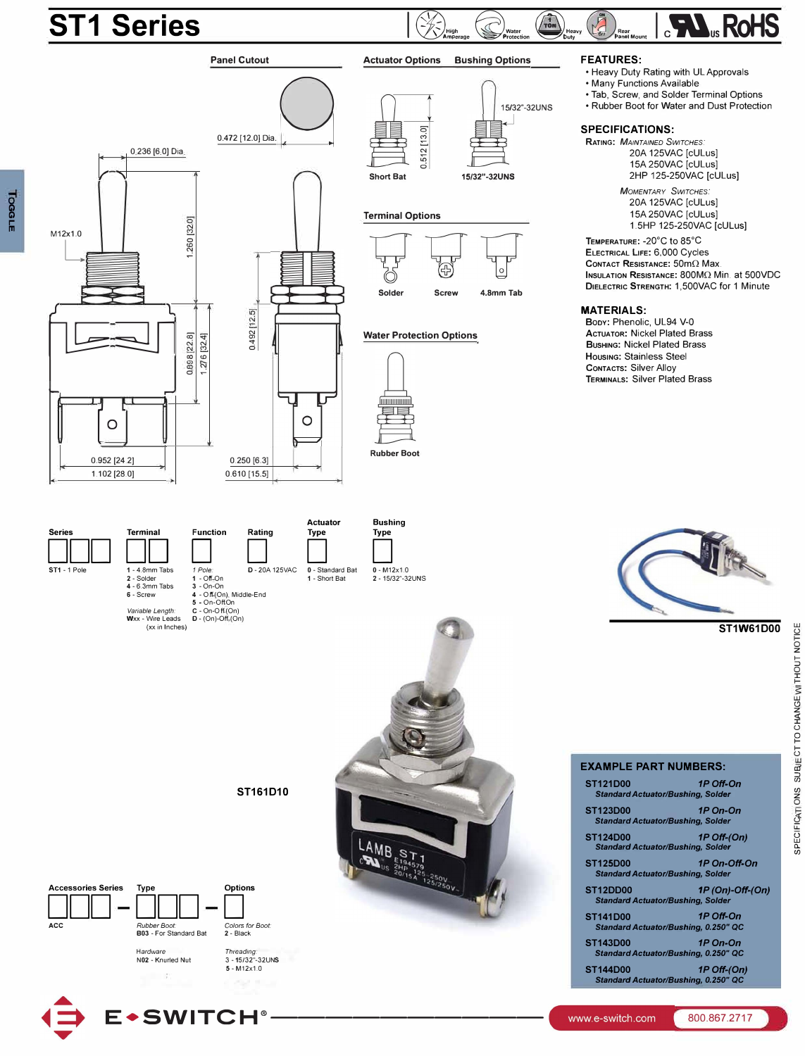# ST1 Series

High Amperage · Water Protection · Heavy Duty · Rear Panel Mount · cULus · RoHS

TOGGLE

## FEATURES:

- Heavy Duty Rating with UL Approvals
- Many Functions Available
- Tab, Screw, and Solder Terminal Options
- Rubber Boot for Water and Dust Protection

## SPECIFICATIONS:

**Rating:** *Maintained Switches:*
20A 125VAC [cULus]
15A 250VAC [cULus]
2HP 125-250VAC [cULus]

*Momentary Switches:*
20A 125VAC [cULus]
15A 250VAC [cULus]
1.5HP 125-250VAC [cULus]

**Temperature:** -20°C to 85°C
**Electrical Life:** 6,000 Cycles
**Contact Resistance:** 50mΩ Max.
**Insulation Resistance:** 800MΩ Min. at 500VDC
**Dielectric Strength:** 1,500VAC for 1 Minute

## MATERIALS:

**Body:** Phenolic, UL94 V-0
**Actuator:** Nickel Plated Brass
**Bushing:** Nickel Plated Brass
**Housing:** Stainless Steel
**Contacts:** Silver Alloy
**Terminals:** Silver Plated Brass

Panel Cutout

0.472 [12.0] Dia.

0.236 [6.0] Dia.

M12x1.0

1.260 [32.0]

0.898 [22.8]

1.276 [32.4]

0.492 [12.5]

0.952 [24.2]

1.102 [28.0]

0.250 [6.3]

0.610 [15.5]

Actuator Options — Short Bat

0.512 [13.0]

Bushing Options — 15/32"-32UNS

Terminal Options — Solder, Screw, 4.8mm Tab

Water Protection Options — Rubber Boot

| Series | Terminal | Function | Rating | Actuator Type | Bushing Type |
|---|---|---|---|---|---|
| ST1 - 1 Pole | 1 - 4.8mm Tabs<br>2 - Solder<br>4 - 6.3mm Tabs<br>6 - Screw<br><br>*Variable Length:*<br>Wxx - Wire Leads (xx in Inches) | *1 Pole:*<br>1 - Off-On<br>3 - On-On<br>4 - Off-(On), Middle-End<br>5 - On-Off-On<br>C - On-Off-(On)<br>D - (On)-Off-(On) | D - 20A 125VAC | 0 - Standard Bat<br>1 - Short Bat | 0 - M12x1.0<br>2 - 15/32"-32UNS |

ST1W61D00

ST161D10

| Accessories Series | Type | Options |
|---|---|---|
| ACC | *Rubber Boot:*<br>B03 - For Standard Bat<br><br>*Hardware:*<br>N02 - Knurled Nut | *Colors for Boot:*<br>2 - Black<br><br>*Threading:*<br>3 - 15/32"-32UNS<br>5 - M12x1.0 |

## EXAMPLE PART NUMBERS:

| Part Number | Function | Description |
|---|---|---|
| ST121D00 | 1P Off-On | Standard Actuator/Bushing, Solder |
| ST123D00 | 1P On-On | Standard Actuator/Bushing, Solder |
| ST124D00 | 1P Off-(On) | Standard Actuator/Bushing, Solder |
| ST125D00 | 1P On-Off-On | Standard Actuator/Bushing, Solder |
| ST12DD00 | 1P (On)-Off-(On) | Standard Actuator/Bushing, Solder |
| ST141D00 | 1P Off-On | Standard Actuator/Bushing, 0.250" QC |
| ST143D00 | 1P On-On | Standard Actuator/Bushing, 0.250" QC |
| ST144D00 | 1P Off-(On) | Standard Actuator/Bushing, 0.250" QC |

SPECIFICATIONS SUBJECT TO CHANGE WITHOUT NOTICE

E•SWITCH® www.e-switch.com 800.867.2717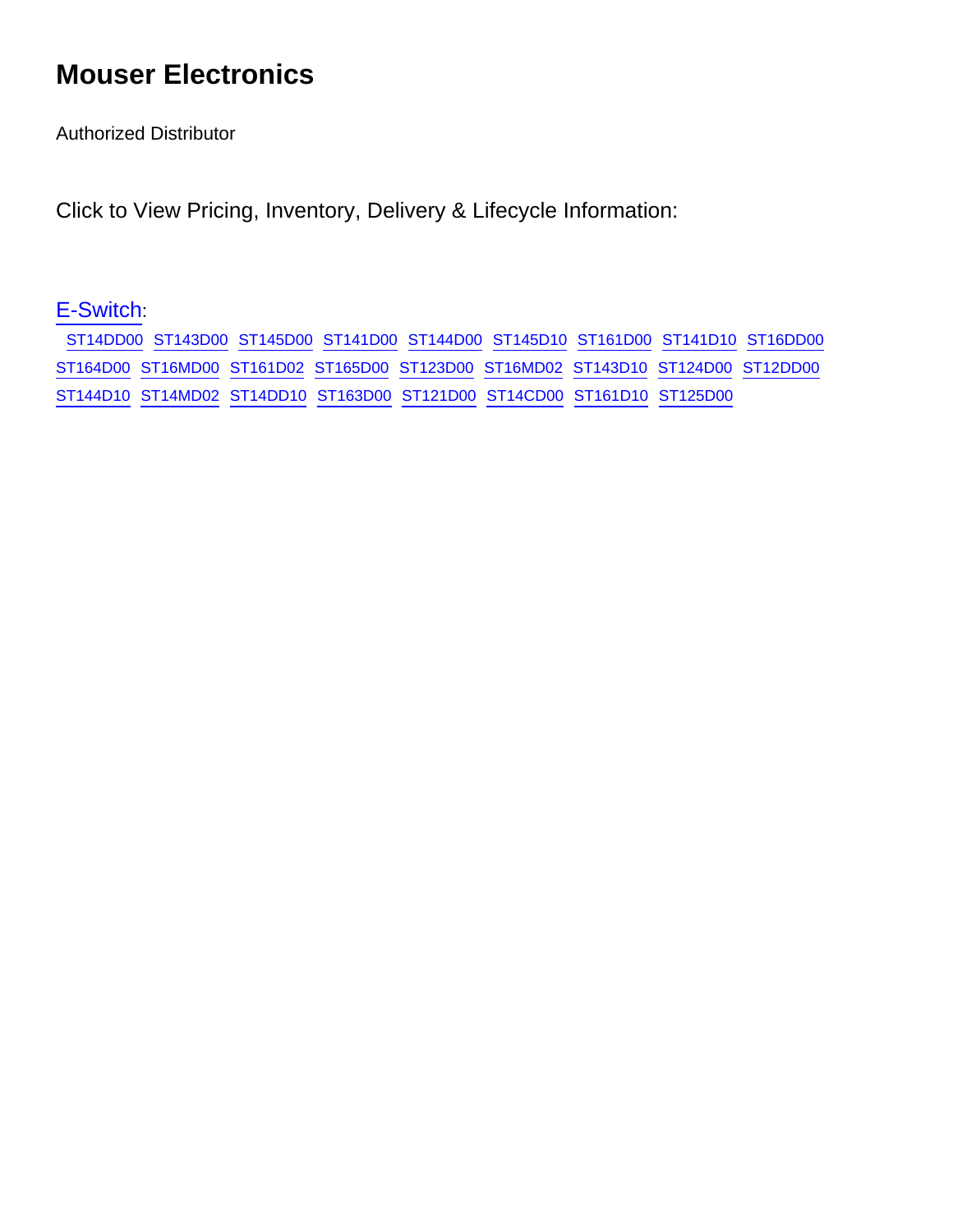# Mouser Electronics

Authorized Distributor

Click to View Pricing, Inventory, Delivery & Lifecycle Information:

E-Switch:

ST14DD00 ST143D00 ST145D00 ST141D00 ST144D00 ST145D10 ST161D00 ST141D10 ST16DD00 ST164D00 ST16MD00 ST161D02 ST165D00 ST123D00 ST16MD02 ST143D10 ST124D00 ST12DD00 ST144D10 ST14MD02 ST14DD10 ST163D00 ST121D00 ST14CD00 ST161D10 ST125D00